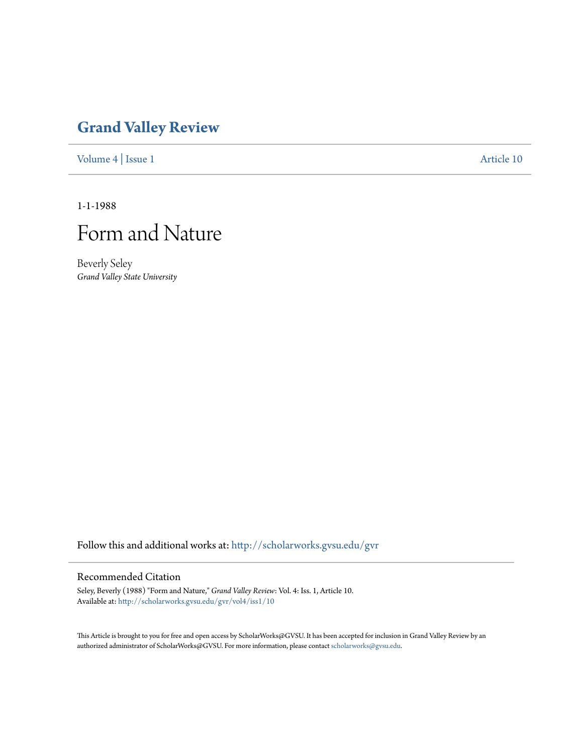# Grand Valley Review

Volume 4 | Issue 1 Article 10

1-1-1988

# Form and Nature

Beverly Seley
*Grand Valley State University*

Follow this and additional works at: http://scholarworks.gvsu.edu/gvr

## Recommended Citation

Seley, Beverly (1988) "Form and Nature," *Grand Valley Review*: Vol. 4: Iss. 1, Article 10.
Available at: http://scholarworks.gvsu.edu/gvr/vol4/iss1/10

This Article is brought to you for free and open access by ScholarWorks@GVSU. It has been accepted for inclusion in Grand Valley Review by an authorized administrator of ScholarWorks@GVSU. For more information, please contact scholarworks@gvsu.edu.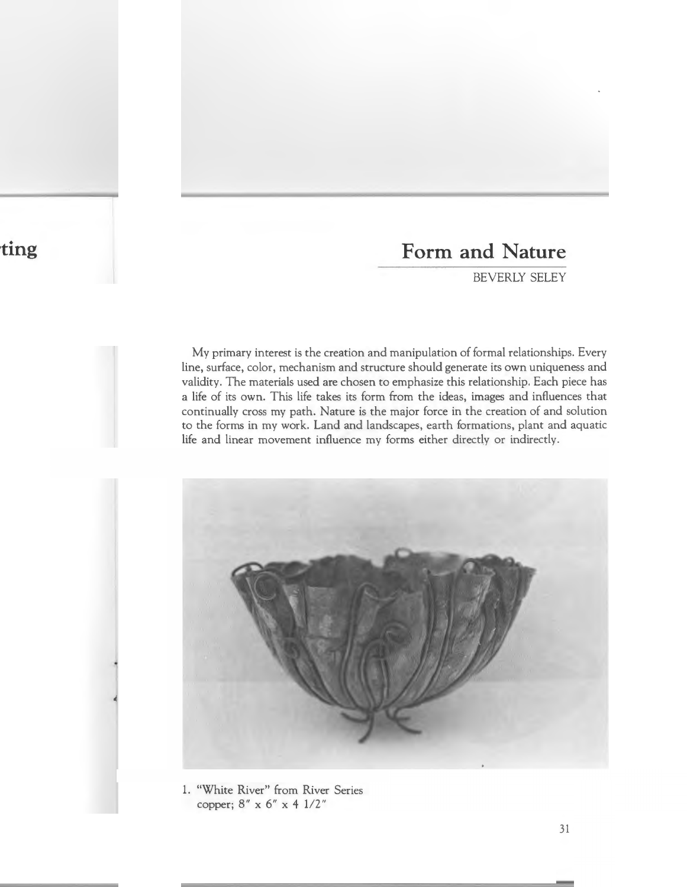# Form and Nature

BEVERLY SELEY

My primary interest is the creation and manipulation of formal relationships. Every line, surface, color, mechanism and structure should generate its own uniqueness and validity. The materials used are chosen to emphasize this relationship. Each piece has a life of its own. This life takes its form from the ideas, images and influences that continually cross my path. Nature is the major force in the creation of and solution to the forms in my work. Land and landscapes, earth formations, plant and aquatic life and linear movement influence my forms either directly or indirectly.

1. "White River" from River Series
   copper; 8" x 6" x 4 1/2"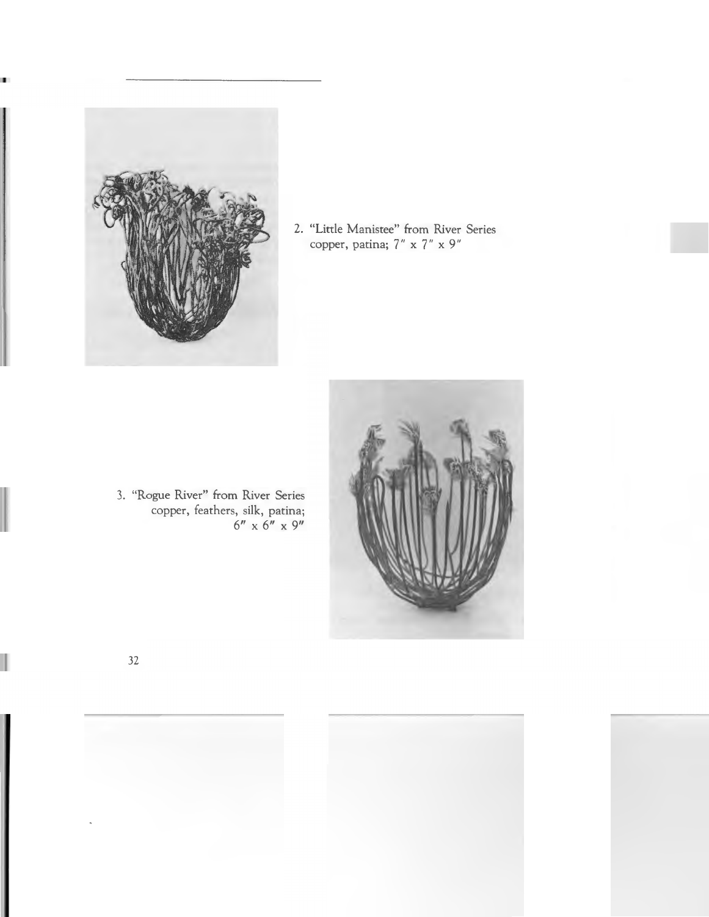2. "Little Manistee" from River Series
copper, patina; 7″ x 7″ x 9″

3. "Rogue River" from River Series
copper, feathers, silk, patina;
6″ x 6″ x 9″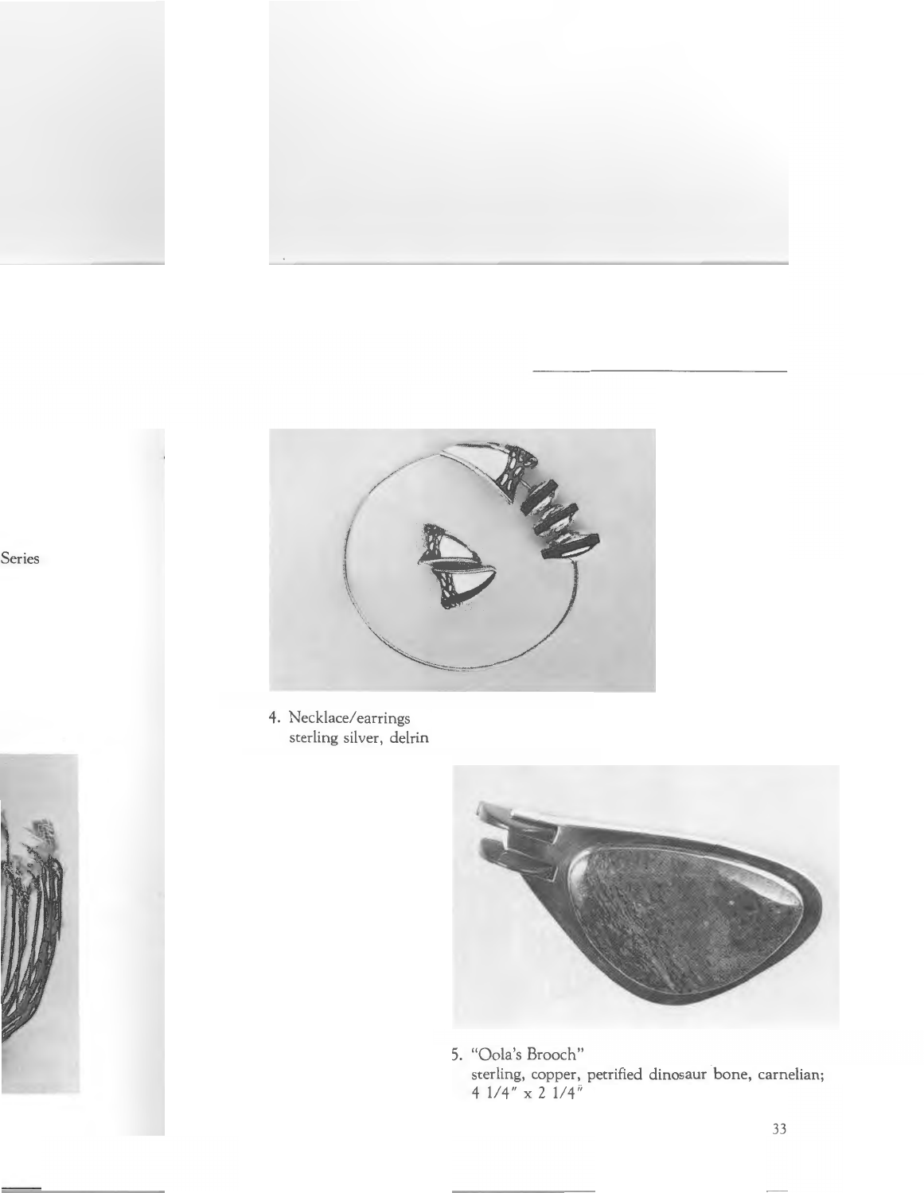Series

4. Necklace/earrings
sterling silver, delrin

5. "Oola's Brooch"
sterling, copper, petrified dinosaur bone, carnelian;
4 1/4" x 2 1/4"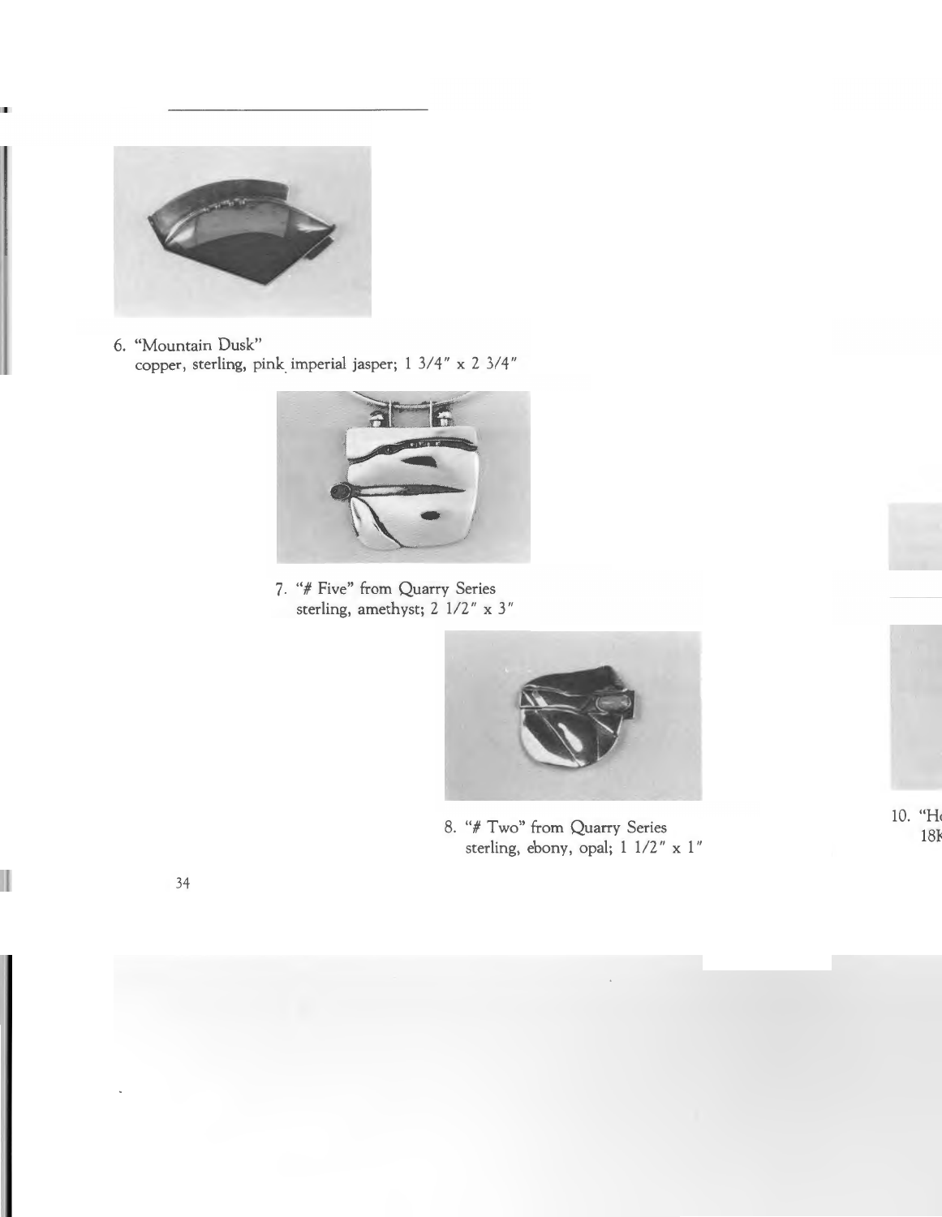6. "Mountain Dusk"
copper, sterling, pink imperial jasper; 1 3/4" x 2 3/4"

7. "# Five" from Quarry Series
sterling, amethyst; 2 1/2" x 3"

8. "# Two" from Quarry Series
sterling, ebony, opal; 1 1/2" x 1"

10. "H
18k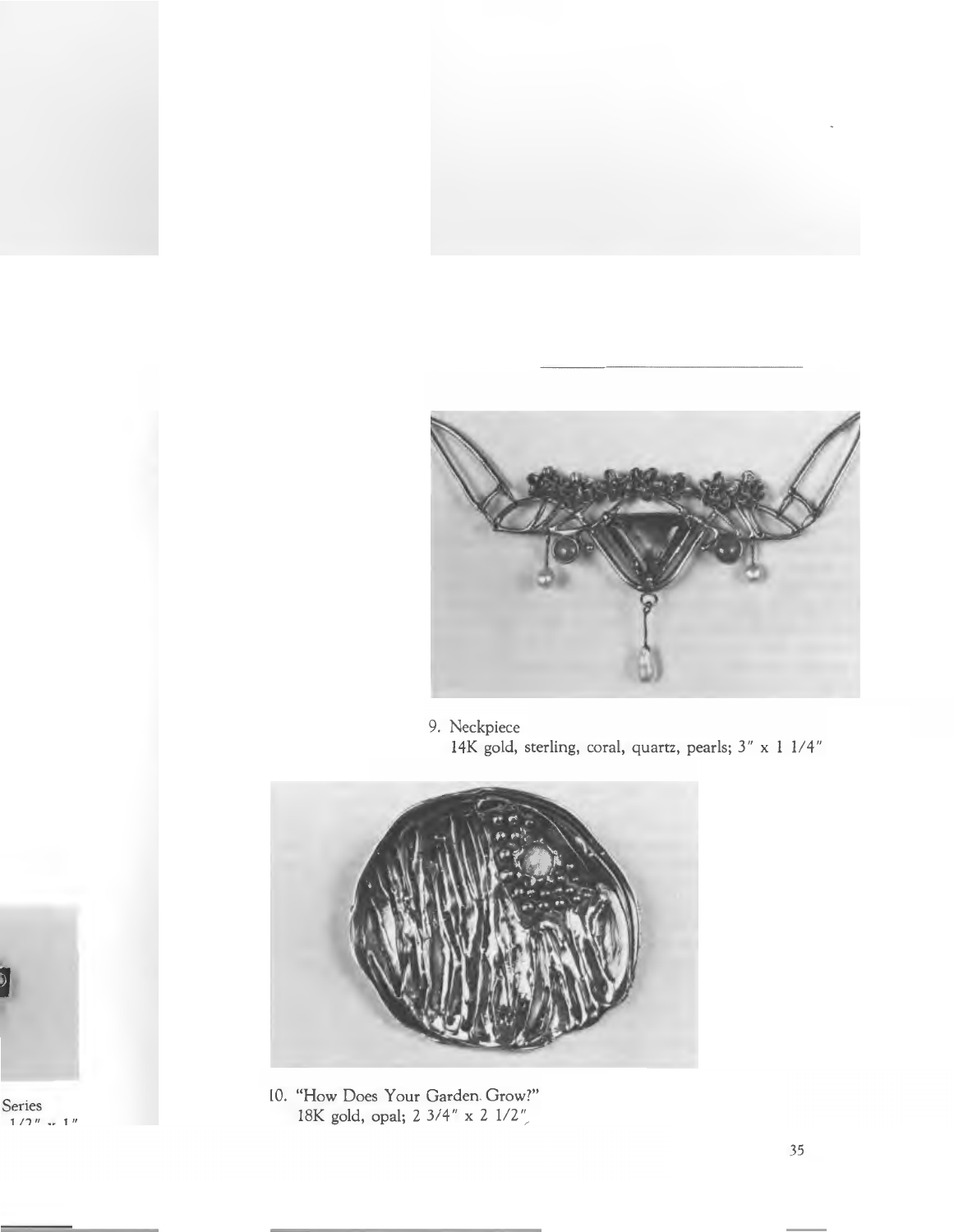9. Neckpiece
   14K gold, sterling, coral, quartz, pearls; 3" x 1 1/4"

10. "How Does Your Garden Grow?"
    18K gold, opal; 2 3/4" x 2 1/2"

Series